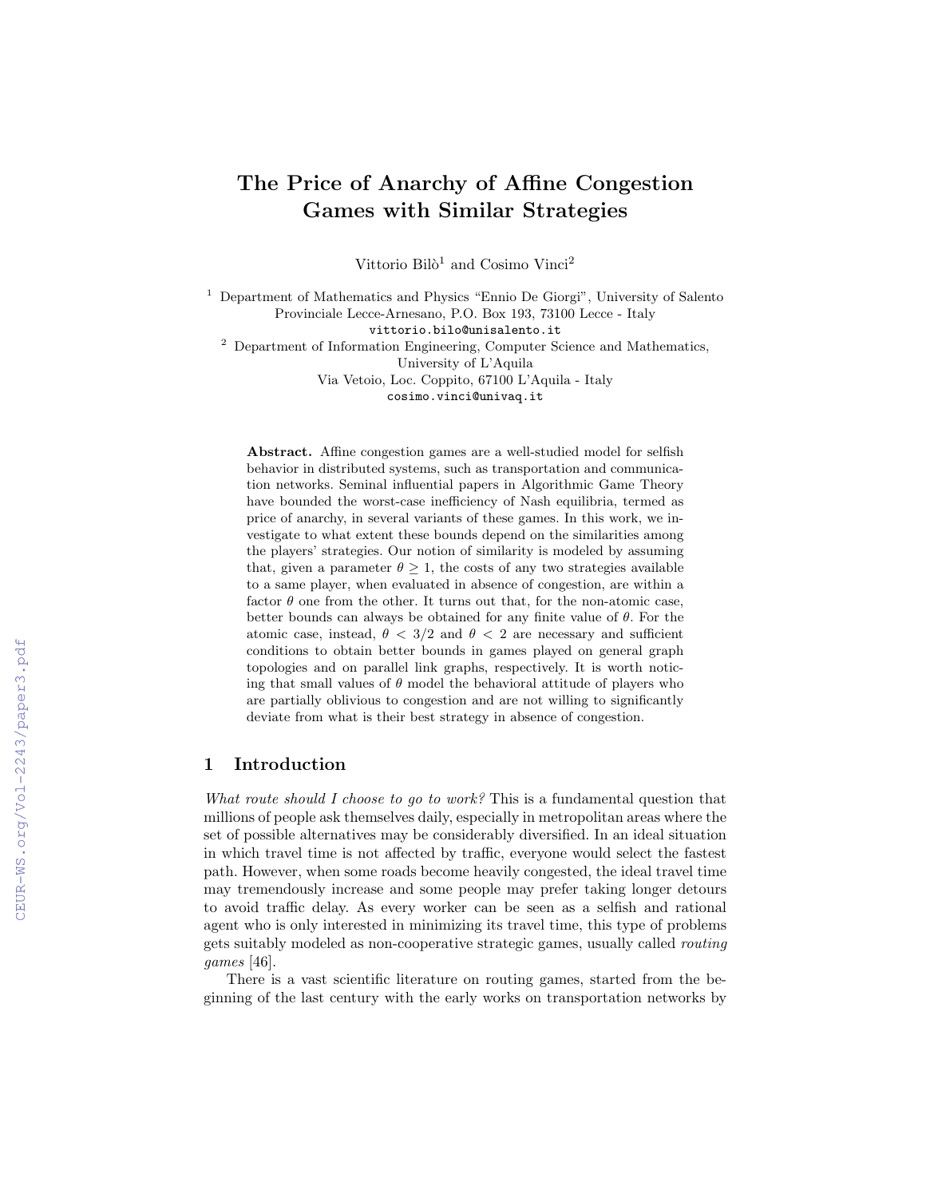# The Price of Anarchy of Affine Congestion Games with Similar Strategies

Vittorio Bilò[1] and Cosimo Vinci[2]

[1] Department of Mathematics and Physics "Ennio De Giorgi", University of Salento
Provinciale Lecce-Arnesano, P.O. Box 193, 73100 Lecce - Italy
vittorio.bilo@unisalento.it

[2] Department of Information Engineering, Computer Science and Mathematics, University of L'Aquila
Via Vetoio, Loc. Coppito, 67100 L'Aquila - Italy
cosimo.vinci@univaq.it

**Abstract.** Affine congestion games are a well-studied model for selfish behavior in distributed systems, such as transportation and communication networks. Seminal influential papers in Algorithmic Game Theory have bounded the worst-case inefficiency of Nash equilibria, termed as price of anarchy, in several variants of these games. In this work, we investigate to what extent these bounds depend on the similarities among the players' strategies. Our notion of similarity is modeled by assuming that, given a parameter $\theta \geq 1$, the costs of any two strategies available to a same player, when evaluated in absence of congestion, are within a factor $\theta$ one from the other. It turns out that, for the non-atomic case, better bounds can always be obtained for any finite value of $\theta$. For the atomic case, instead, $\theta < 3/2$ and $\theta < 2$ are necessary and sufficient conditions to obtain better bounds in games played on general graph topologies and on parallel link graphs, respectively. It is worth noticing that small values of $\theta$ model the behavioral attitude of players who are partially oblivious to congestion and are not willing to significantly deviate from what is their best strategy in absence of congestion.

## 1 Introduction

*What route should I choose to go to work?* This is a fundamental question that millions of people ask themselves daily, especially in metropolitan areas where the set of possible alternatives may be considerably diversified. In an ideal situation in which travel time is not affected by traffic, everyone would select the fastest path. However, when some roads become heavily congested, the ideal travel time may tremendously increase and some people may prefer taking longer detours to avoid traffic delay. As every worker can be seen as a selfish and rational agent who is only interested in minimizing its travel time, this type of problems gets suitably modeled as non-cooperative strategic games, usually called *routing games* [46].

There is a vast scientific literature on routing games, started from the beginning of the last century with the early works on transportation networks by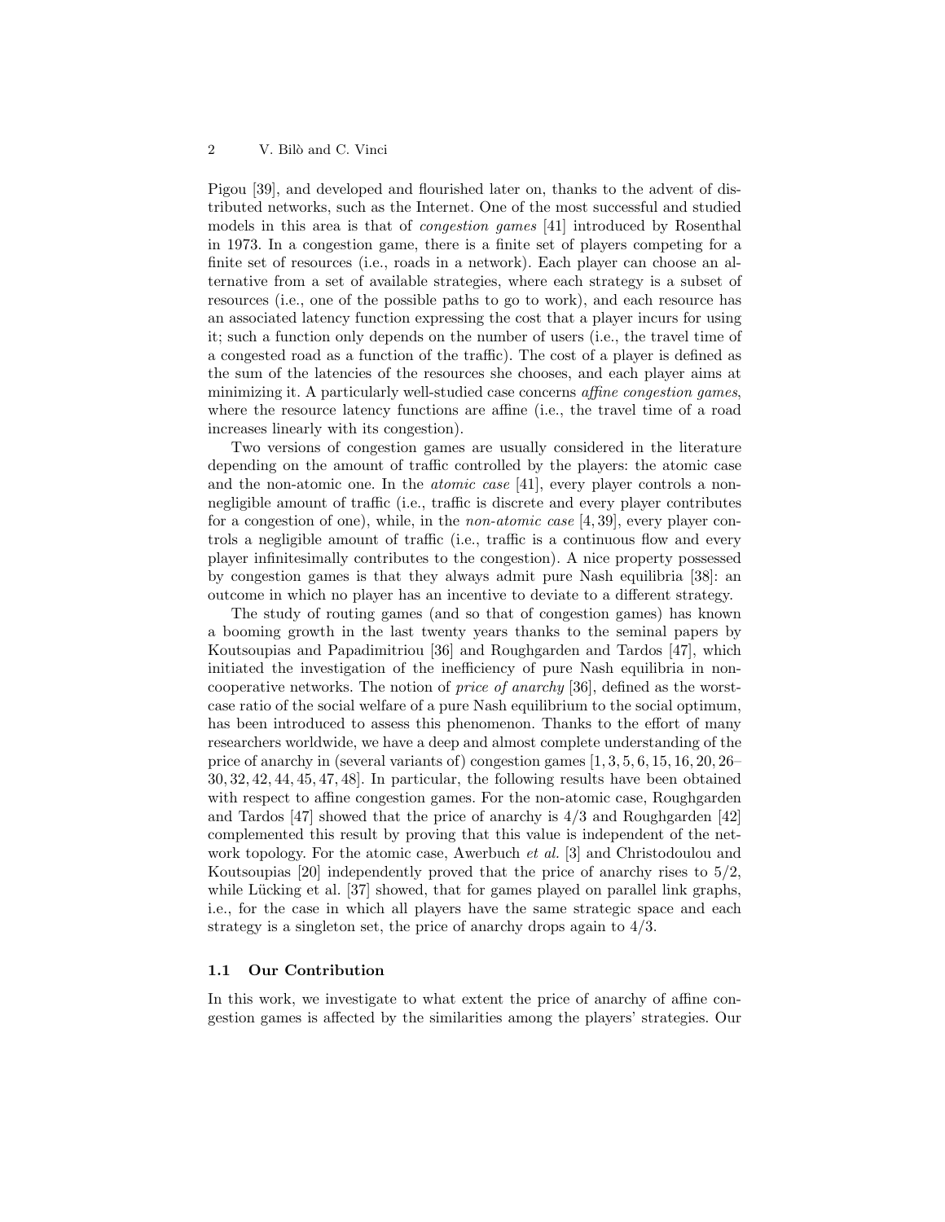Pigou [39], and developed and flourished later on, thanks to the advent of distributed networks, such as the Internet. One of the most successful and studied models in this area is that of *congestion games* [41] introduced by Rosenthal in 1973. In a congestion game, there is a finite set of players competing for a finite set of resources (i.e., roads in a network). Each player can choose an alternative from a set of available strategies, where each strategy is a subset of resources (i.e., one of the possible paths to go to work), and each resource has an associated latency function expressing the cost that a player incurs for using it; such a function only depends on the number of users (i.e., the travel time of a congested road as a function of the traffic). The cost of a player is defined as the sum of the latencies of the resources she chooses, and each player aims at minimizing it. A particularly well-studied case concerns *affine congestion games*, where the resource latency functions are affine (i.e., the travel time of a road increases linearly with its congestion).

Two versions of congestion games are usually considered in the literature depending on the amount of traffic controlled by the players: the atomic case and the non-atomic one. In the *atomic case* [41], every player controls a non-negligible amount of traffic (i.e., traffic is discrete and every player contributes for a congestion of one), while, in the *non-atomic case* [4, 39], every player controls a negligible amount of traffic (i.e., traffic is a continuous flow and every player infinitesimally contributes to the congestion). A nice property possessed by congestion games is that they always admit pure Nash equilibria [38]: an outcome in which no player has an incentive to deviate to a different strategy.

The study of routing games (and so that of congestion games) has known a booming growth in the last twenty years thanks to the seminal papers by Koutsoupias and Papadimitriou [36] and Roughgarden and Tardos [47], which initiated the investigation of the inefficiency of pure Nash equilibria in non-cooperative networks. The notion of *price of anarchy* [36], defined as the worst-case ratio of the social welfare of a pure Nash equilibrium to the social optimum, has been introduced to assess this phenomenon. Thanks to the effort of many researchers worldwide, we have a deep and almost complete understanding of the price of anarchy in (several variants of) congestion games [1, 3, 5, 6, 15, 16, 20, 26–30, 32, 42, 44, 45, 47, 48]. In particular, the following results have been obtained with respect to affine congestion games. For the non-atomic case, Roughgarden and Tardos [47] showed that the price of anarchy is $4/3$ and Roughgarden [42] complemented this result by proving that this value is independent of the network topology. For the atomic case, Awerbuch *et al.* [3] and Christodoulou and Koutsoupias [20] independently proved that the price of anarchy rises to $5/2$, while Lücking et al. [37] showed, that for games played on parallel link graphs, i.e., for the case in which all players have the same strategic space and each strategy is a singleton set, the price of anarchy drops again to $4/3$.

### 1.1 Our Contribution

In this work, we investigate to what extent the price of anarchy of affine congestion games is affected by the similarities among the players' strategies. Our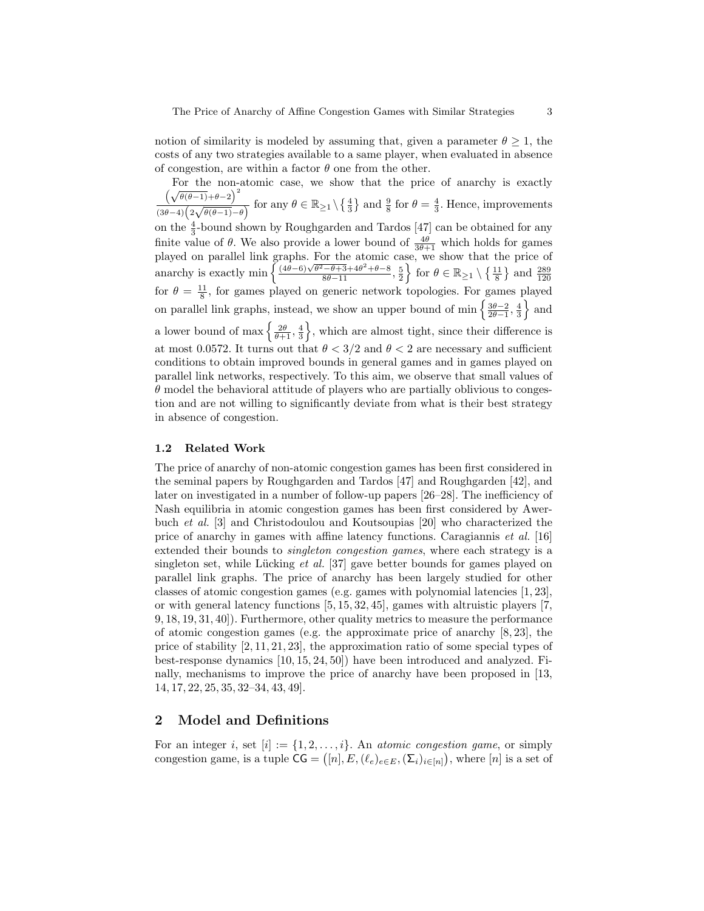notion of similarity is modeled by assuming that, given a parameter $\theta \geq 1$, the costs of any two strategies available to a same player, when evaluated in absence of congestion, are within a factor $\theta$ one from the other.

For the non-atomic case, we show that the price of anarchy is exactly $\frac{\left(\sqrt{\theta(\theta-1)}+\theta-2\right)^2}{(3\theta-4)\left(2\sqrt{\theta(\theta-1)}-\theta\right)}$ for any $\theta \in \mathbb{R}_{\geq 1} \setminus \left\{\frac{4}{3}\right\}$ and $\frac{9}{8}$ for $\theta = \frac{4}{3}$. Hence, improvements on the $\frac{4}{3}$-bound shown by Roughgarden and Tardos [47] can be obtained for any finite value of $\theta$. We also provide a lower bound of $\frac{4\theta}{3\theta+1}$ which holds for games played on parallel link graphs. For the atomic case, we show that the price of anarchy is exactly $\min\left\{\frac{(4\theta-6)\sqrt{\theta^2-\theta+3}+4\theta^2+\theta-8}{8\theta-11}, \frac{5}{2}\right\}$ for $\theta \in \mathbb{R}_{\geq 1} \setminus \left\{\frac{11}{8}\right\}$ and $\frac{289}{120}$ for $\theta = \frac{11}{8}$, for games played on generic network topologies. For games played on parallel link graphs, instead, we show an upper bound of $\min\left\{\frac{3\theta-2}{2\theta-1}, \frac{4}{3}\right\}$ and a lower bound of $\max\left\{\frac{2\theta}{\theta+1}, \frac{4}{3}\right\}$, which are almost tight, since their difference is at most 0.0572. It turns out that $\theta < 3/2$ and $\theta < 2$ are necessary and sufficient conditions to obtain improved bounds in general games and in games played on parallel link networks, respectively. To this aim, we observe that small values of $\theta$ model the behavioral attitude of players who are partially oblivious to congestion and are not willing to significantly deviate from what is their best strategy in absence of congestion.

### 1.2 Related Work

The price of anarchy of non-atomic congestion games has been first considered in the seminal papers by Roughgarden and Tardos [47] and Roughgarden [42], and later on investigated in a number of follow-up papers [26–28]. The inefficiency of Nash equilibria in atomic congestion games has been first considered by Awerbuch *et al.* [3] and Christodoulou and Koutsoupias [20] who characterized the price of anarchy in games with affine latency functions. Caragiannis *et al.* [16] extended their bounds to *singleton congestion games*, where each strategy is a singleton set, while Lücking *et al.* [37] gave better bounds for games played on parallel link graphs. The price of anarchy has been largely studied for other classes of atomic congestion games (e.g. games with polynomial latencies [1, 23], or with general latency functions [5, 15, 32, 45], games with altruistic players [7, 9, 18, 19, 31, 40]). Furthermore, other quality metrics to measure the performance of atomic congestion games (e.g. the approximate price of anarchy [8, 23], the price of stability [2, 11, 21, 23], the approximation ratio of some special types of best-response dynamics [10, 15, 24, 50]) have been introduced and analyzed. Finally, mechanisms to improve the price of anarchy have been proposed in [13, 14, 17, 22, 25, 35, 32–34, 43, 49].

## 2 Model and Definitions

For an integer $i$, set $[i] := \{1, 2, \ldots, i\}$. An *atomic congestion game*, or simply congestion game, is a tuple $\mathsf{CG} = \left([n], E, (\ell_e)_{e \in E}, (\Sigma_i)_{i \in [n]}\right)$, where $[n]$ is a set of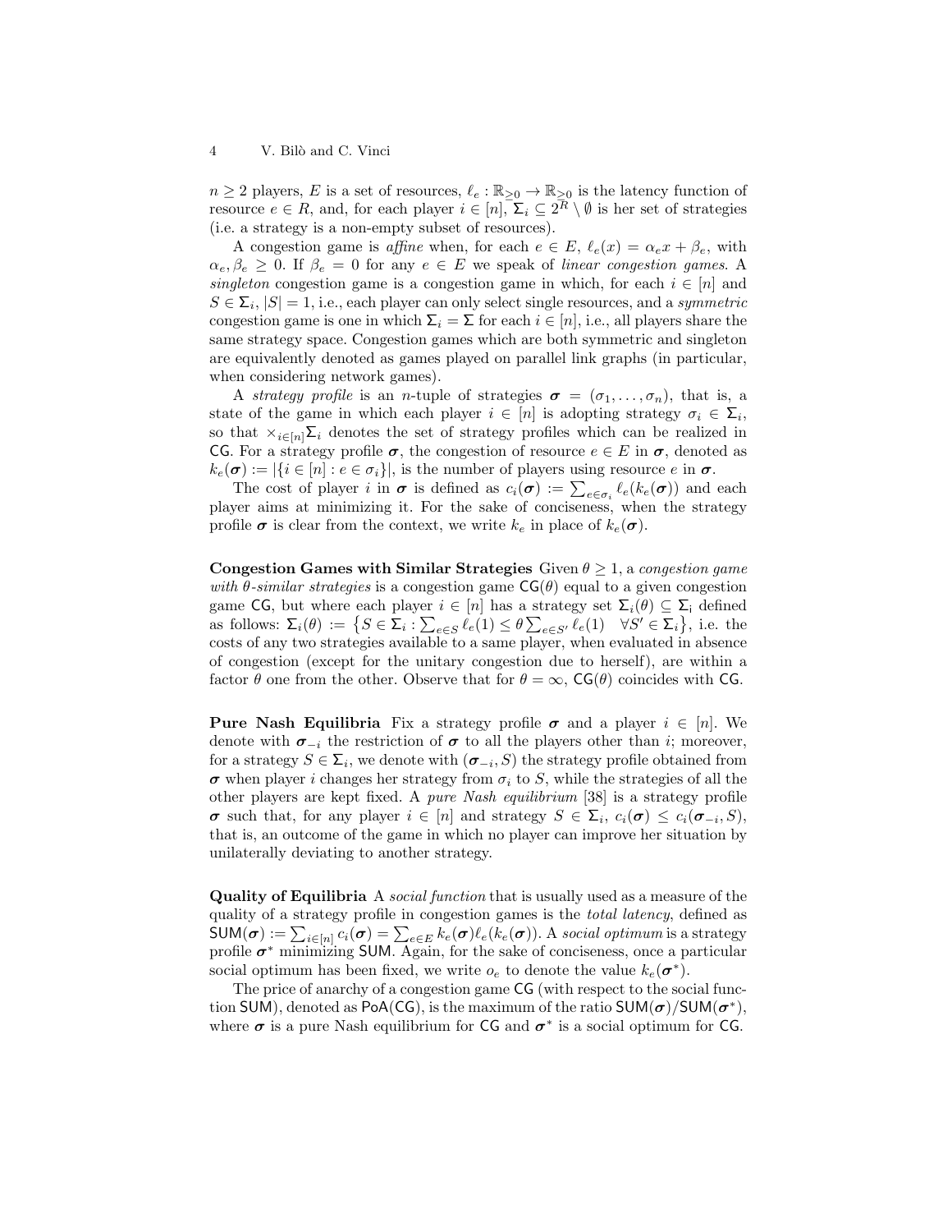$n \geq 2$ players, $E$ is a set of resources, $\ell_e : \mathbb{R}_{\geq 0} \to \mathbb{R}_{\geq 0}$ is the latency function of resource $e \in R$, and, for each player $i \in [n]$, $\Sigma_i \subseteq 2^R \setminus \emptyset$ is her set of strategies (i.e. a strategy is a non-empty subset of resources).

A congestion game is *affine* when, for each $e \in E$, $\ell_e(x) = \alpha_e x + \beta_e$, with $\alpha_e, \beta_e \geq 0$. If $\beta_e = 0$ for any $e \in E$ we speak of *linear congestion games*. A *singleton* congestion game is a congestion game in which, for each $i \in [n]$ and $S \in \Sigma_i$, $|S| = 1$, i.e., each player can only select single resources, and a *symmetric* congestion game is one in which $\Sigma_i = \Sigma$ for each $i \in [n]$, i.e., all players share the same strategy space. Congestion games which are both symmetric and singleton are equivalently denoted as games played on parallel link graphs (in particular, when considering network games).

A *strategy profile* is an $n$-tuple of strategies $\boldsymbol{\sigma} = (\sigma_1, \ldots, \sigma_n)$, that is, a state of the game in which each player $i \in [n]$ is adopting strategy $\sigma_i \in \Sigma_i$, so that $\times_{i \in [n]} \Sigma_i$ denotes the set of strategy profiles which can be realized in $\mathsf{CG}$. For a strategy profile $\boldsymbol{\sigma}$, the congestion of resource $e \in E$ in $\boldsymbol{\sigma}$, denoted as $k_e(\boldsymbol{\sigma}) := |\{i \in [n] : e \in \sigma_i\}|$, is the number of players using resource $e$ in $\boldsymbol{\sigma}$.

The cost of player $i$ in $\boldsymbol{\sigma}$ is defined as $c_i(\boldsymbol{\sigma}) := \sum_{e \in \sigma_i} \ell_e(k_e(\boldsymbol{\sigma}))$ and each player aims at minimizing it. For the sake of conciseness, when the strategy profile $\boldsymbol{\sigma}$ is clear from the context, we write $k_e$ in place of $k_e(\boldsymbol{\sigma})$.

**Congestion Games with Similar Strategies** Given $\theta \geq 1$, a *congestion game with $\theta$-similar strategies* is a congestion game $\mathsf{CG}(\theta)$ equal to a given congestion game $\mathsf{CG}$, but where each player $i \in [n]$ has a strategy set $\Sigma_i(\theta) \subseteq \Sigma_i$ defined as follows: $\Sigma_i(\theta) := \left\{ S \in \Sigma_i : \sum_{e \in S} \ell_e(1) \leq \theta \sum_{e \in S'} \ell_e(1) \quad \forall S' \in \Sigma_i \right\}$, i.e. the costs of any two strategies available to a same player, when evaluated in absence of congestion (except for the unitary congestion due to herself), are within a factor $\theta$ one from the other. Observe that for $\theta = \infty$, $\mathsf{CG}(\theta)$ coincides with $\mathsf{CG}$.

**Pure Nash Equilibria** Fix a strategy profile $\boldsymbol{\sigma}$ and a player $i \in [n]$. We denote with $\boldsymbol{\sigma}_{-i}$ the restriction of $\boldsymbol{\sigma}$ to all the players other than $i$; moreover, for a strategy $S \in \Sigma_i$, we denote with $(\boldsymbol{\sigma}_{-i}, S)$ the strategy profile obtained from $\boldsymbol{\sigma}$ when player $i$ changes her strategy from $\sigma_i$ to $S$, while the strategies of all the other players are kept fixed. A *pure Nash equilibrium* [38] is a strategy profile $\boldsymbol{\sigma}$ such that, for any player $i \in [n]$ and strategy $S \in \Sigma_i$, $c_i(\boldsymbol{\sigma}) \leq c_i(\boldsymbol{\sigma}_{-i}, S)$, that is, an outcome of the game in which no player can improve her situation by unilaterally deviating to another strategy.

**Quality of Equilibria** A *social function* that is usually used as a measure of the quality of a strategy profile in congestion games is the *total latency*, defined as $\mathsf{SUM}(\boldsymbol{\sigma}) := \sum_{i \in [n]} c_i(\boldsymbol{\sigma}) = \sum_{e \in E} k_e(\boldsymbol{\sigma}) \ell_e(k_e(\boldsymbol{\sigma}))$. A *social optimum* is a strategy profile $\boldsymbol{\sigma}^*$ minimizing $\mathsf{SUM}$. Again, for the sake of conciseness, once a particular social optimum has been fixed, we write $o_e$ to denote the value $k_e(\boldsymbol{\sigma}^*)$.

The price of anarchy of a congestion game $\mathsf{CG}$ (with respect to the social function $\mathsf{SUM}$), denoted as $\mathsf{PoA}(\mathsf{CG})$, is the maximum of the ratio $\mathsf{SUM}(\boldsymbol{\sigma})/\mathsf{SUM}(\boldsymbol{\sigma}^*)$, where $\boldsymbol{\sigma}$ is a pure Nash equilibrium for $\mathsf{CG}$ and $\boldsymbol{\sigma}^*$ is a social optimum for $\mathsf{CG}$.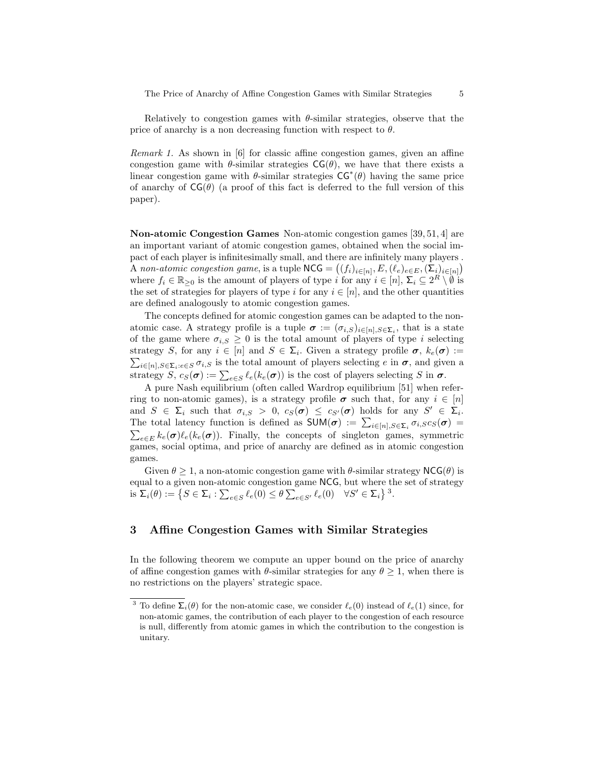Relatively to congestion games with $\theta$-similar strategies, observe that the price of anarchy is a non decreasing function with respect to $\theta$.

*Remark 1.* As shown in [6] for classic affine congestion games, given an affine congestion game with $\theta$-similar strategies $\mathsf{CG}(\theta)$, we have that there exists a linear congestion game with $\theta$-similar strategies $\mathsf{CG}^*(\theta)$ having the same price of anarchy of $\mathsf{CG}(\theta)$ (a proof of this fact is deferred to the full version of this paper).

**Non-atomic Congestion Games** Non-atomic congestion games [39, 51, 4] are an important variant of atomic congestion games, obtained when the social impact of each player is infinitesimally small, and there are infinitely many players . A *non-atomic congestion game*, is a tuple $\mathsf{NCG} = \left((f_i)_{i\in[n]}, E, (\ell_e)_{e\in E}, (\Sigma_i)_{i\in[n]}\right)$ where $f_i \in \mathbb{R}_{\geq 0}$ is the amount of players of type $i$ for any $i \in [n]$, $\Sigma_i \subseteq 2^R \setminus \emptyset$ is the set of strategies for players of type $i$ for any $i \in [n]$, and the other quantities are defined analogously to atomic congestion games.

The concepts defined for atomic congestion games can be adapted to the non-atomic case. A strategy profile is a tuple $\boldsymbol{\sigma} := (\sigma_{i,S})_{i\in[n],S\in\Sigma_i}$, that is a state of the game where $\sigma_{i,S} \geq 0$ is the total amount of players of type $i$ selecting strategy $S$, for any $i \in [n]$ and $S \in \Sigma_i$. Given a strategy profile $\boldsymbol{\sigma}$, $k_e(\boldsymbol{\sigma}) := \sum_{i\in[n],S\in\Sigma_i:e\in S} \sigma_{i,S}$ is the total amount of players selecting $e$ in $\boldsymbol{\sigma}$, and given a strategy $S$, $c_S(\boldsymbol{\sigma}) := \sum_{e\in S} \ell_e(k_e(\boldsymbol{\sigma}))$ is the cost of players selecting $S$ in $\boldsymbol{\sigma}$.

A pure Nash equilibrium (often called Wardrop equilibrium [51] when referring to non-atomic games), is a strategy profile $\boldsymbol{\sigma}$ such that, for any $i \in [n]$ and $S \in \Sigma_i$ such that $\sigma_{i,S} > 0$, $c_S(\boldsymbol{\sigma}) \leq c_{S'}(\boldsymbol{\sigma})$ holds for any $S' \in \Sigma_i$. The total latency function is defined as $\mathsf{SUM}(\boldsymbol{\sigma}) := \sum_{i\in[n],S\in\Sigma_i} \sigma_{i,S} c_S(\boldsymbol{\sigma}) = \sum_{e\in E} k_e(\boldsymbol{\sigma})\ell_e(k_e(\boldsymbol{\sigma}))$. Finally, the concepts of singleton games, symmetric games, social optima, and price of anarchy are defined as in atomic congestion games.

Given $\theta \geq 1$, a non-atomic congestion game with $\theta$-similar strategy $\mathsf{NCG}(\theta)$ is equal to a given non-atomic congestion game $\mathsf{NCG}$, but where the set of strategy is $\Sigma_i(\theta) := \left\{S \in \Sigma_i : \sum_{e\in S} \ell_e(0) \leq \theta \sum_{e\in S'} \ell_e(0) \quad \forall S' \in \Sigma_i\right\}$ [3].

## 3 Affine Congestion Games with Similar Strategies

In the following theorem we compute an upper bound on the price of anarchy of affine congestion games with $\theta$-similar strategies for any $\theta \geq 1$, when there is no restrictions on the players' strategic space.

[3] To define $\Sigma_i(\theta)$ for the non-atomic case, we consider $\ell_e(0)$ instead of $\ell_e(1)$ since, for non-atomic games, the contribution of each player to the congestion of each resource is null, differently from atomic games in which the contribution to the congestion is unitary.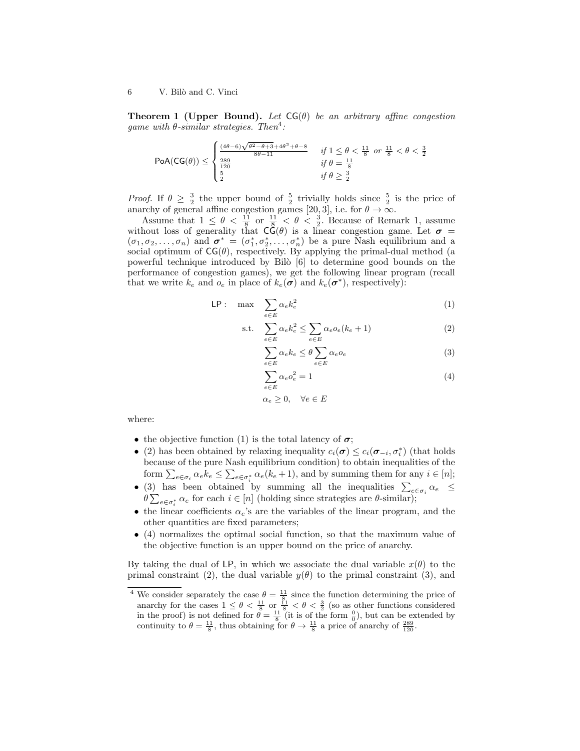**Theorem 1 (Upper Bound).** *Let* $\mathsf{CG}(\theta)$ *be an arbitrary affine congestion game with* $\theta$*-similar strategies. Then*[4]*:*

$$\mathsf{PoA}(\mathsf{CG}(\theta)) \leq \begin{cases} \frac{(4\theta-6)\sqrt{\theta^2-\theta+3}+4\theta^2+\theta-8}{8\theta-11} & \text{if } 1 \leq \theta < \frac{11}{8} \text{ or } \frac{11}{8} < \theta < \frac{3}{2} \\ \frac{289}{120} & \text{if } \theta = \frac{11}{8} \\ \frac{5}{2} & \text{if } \theta \geq \frac{3}{2} \end{cases}$$

*Proof.* If $\theta \geq \frac{3}{2}$ the upper bound of $\frac{5}{2}$ trivially holds since $\frac{5}{2}$ is the price of anarchy of general affine congestion games [20, 3], i.e. for $\theta \to \infty$.

Assume that $1 \leq \theta < \frac{11}{8}$ or $\frac{11}{8} < \theta < \frac{3}{2}$. Because of Remark 1, assume without loss of generality that $\mathsf{CG}(\theta)$ is a linear congestion game. Let $\boldsymbol{\sigma} = (\sigma_1, \sigma_2, \ldots, \sigma_n)$ and $\boldsymbol{\sigma}^* = (\sigma_1^*, \sigma_2^*, \ldots, \sigma_n^*)$ be a pure Nash equilibrium and a social optimum of $\mathsf{CG}(\theta)$, respectively. By applying the primal-dual method (a powerful technique introduced by Bilò [6] to determine good bounds on the performance of congestion games), we get the following linear program (recall that we write $k_e$ and $o_e$ in place of $k_e(\boldsymbol{\sigma})$ and $k_e(\boldsymbol{\sigma}^*)$, respectively):

$$\mathsf{LP}: \quad \max \quad \sum_{e \in E} \alpha_e k_e^2 \tag{1}$$

$$\text{s.t.} \quad \sum_{e \in E} \alpha_e k_e^2 \leq \sum_{e \in E} \alpha_e o_e (k_e + 1) \tag{2}$$

$$\sum_{e \in E} \alpha_e k_e \leq \theta \sum_{e \in E} \alpha_e o_e \tag{3}$$

$$\sum_{e \in E} \alpha_e o_e^2 = 1 \tag{4}$$

$$\alpha_e \geq 0, \quad \forall e \in E$$

where:

- the objective function (1) is the total latency of $\boldsymbol{\sigma}$;
- (2) has been obtained by relaxing inequality $c_i(\boldsymbol{\sigma}) \leq c_i(\boldsymbol{\sigma}_{-i}, \sigma_i^*)$ (that holds because of the pure Nash equilibrium condition) to obtain inequalities of the form $\sum_{e \in \sigma_i} \alpha_e k_e \leq \sum_{e \in \sigma_i^*} \alpha_e (k_e + 1)$, and by summing them for any $i \in [n]$;
- (3) has been obtained by summing all the inequalities $\sum_{e \in \sigma_i} \alpha_e \leq \theta \sum_{e \in \sigma_i^*} \alpha_e$ for each $i \in [n]$ (holding since strategies are $\theta$-similar);
- the linear coefficients $\alpha_e$'s are the variables of the linear program, and the other quantities are fixed parameters;
- (4) normalizes the optimal social function, so that the maximum value of the objective function is an upper bound on the price of anarchy.

By taking the dual of $\mathsf{LP}$, in which we associate the dual variable $x(\theta)$ to the primal constraint (2), the dual variable $y(\theta)$ to the primal constraint (3), and

[4] We consider separately the case $\theta = \frac{11}{8}$ since the function determining the price of anarchy for the cases $1 \leq \theta < \frac{11}{8}$ or $\frac{11}{8} < \theta < \frac{3}{2}$ (so as other functions considered in the proof) is not defined for $\theta = \frac{11}{8}$ (it is of the form $\frac{0}{0}$), but can be extended by continuity to $\theta = \frac{11}{8}$, thus obtaining for $\theta \to \frac{11}{8}$ a price of anarchy of $\frac{289}{120}$.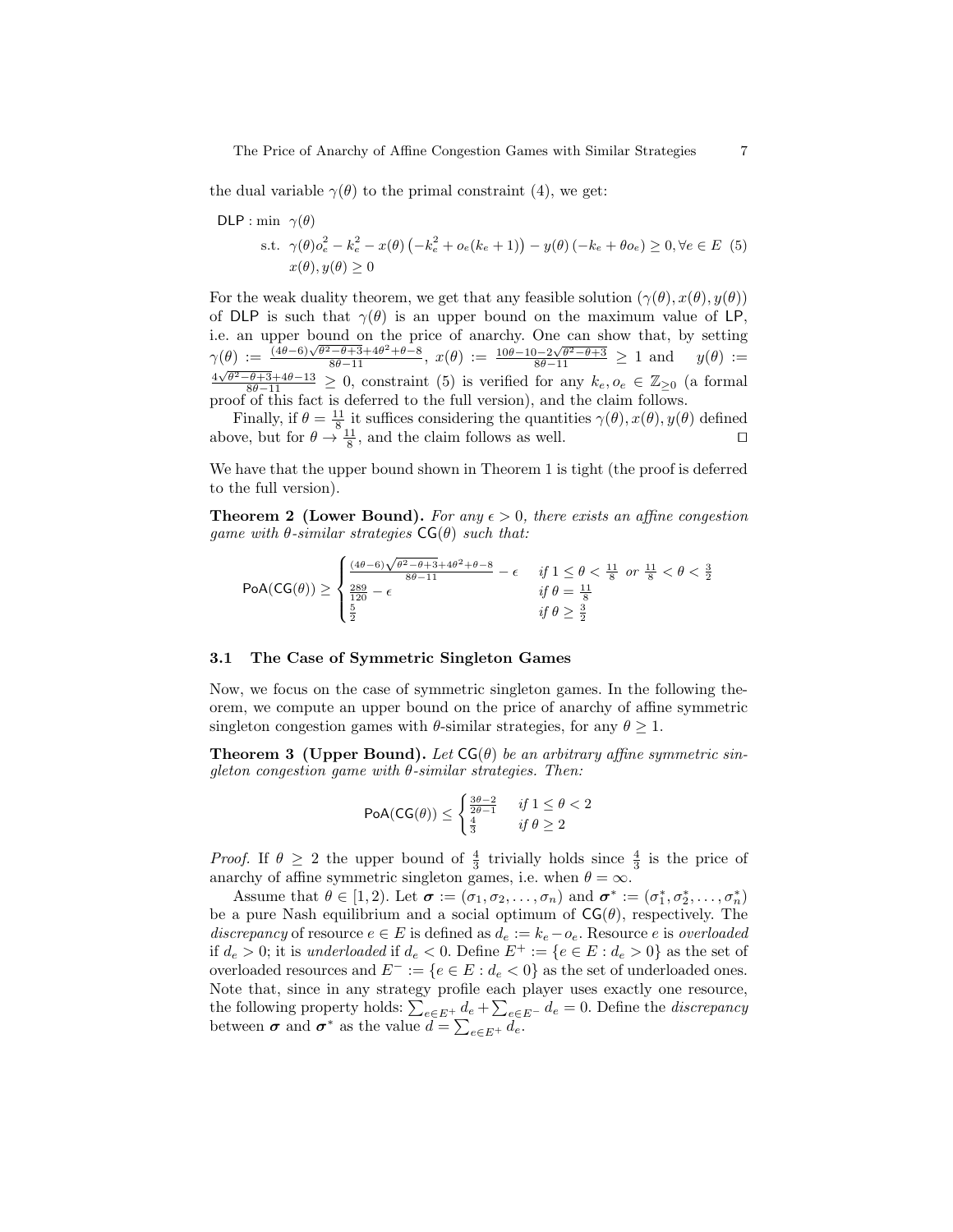the dual variable $\gamma(\theta)$ to the primal constraint (4), we get:

$$\begin{aligned}
\mathsf{DLP}: \min\ & \gamma(\theta) \\
\text{s.t. }\ & \gamma(\theta)o_e^2 - k_e^2 - x(\theta)\left(-k_e^2 + o_e(k_e+1)\right) - y(\theta)\left(-k_e + \theta o_e\right) \geq 0, \forall e \in E \quad (5) \\
& x(\theta), y(\theta) \geq 0
\end{aligned}$$

For the weak duality theorem, we get that any feasible solution $(\gamma(\theta), x(\theta), y(\theta))$ of DLP is such that $\gamma(\theta)$ is an upper bound on the maximum value of LP, i.e. an upper bound on the price of anarchy. One can show that, by setting $\gamma(\theta) := \frac{(4\theta-6)\sqrt{\theta^2-\theta+3}+4\theta^2+\theta-8}{8\theta-11}$, $x(\theta) := \frac{10\theta-10-2\sqrt{\theta^2-\theta+3}}{8\theta-11} \geq 1$ and $y(\theta) := \frac{4\sqrt{\theta^2-\theta+3}+4\theta-13}{8\theta-11} \geq 0$, constraint (5) is verified for any $k_e, o_e \in \mathbb{Z}_{\geq 0}$ (a formal proof of this fact is deferred to the full version), and the claim follows.

Finally, if $\theta = \frac{11}{8}$ it suffices considering the quantities $\gamma(\theta), x(\theta), y(\theta)$ defined above, but for $\theta \to \frac{11}{8}$, and the claim follows as well. ◻

We have that the upper bound shown in Theorem 1 is tight (the proof is deferred to the full version).

**Theorem 2 (Lower Bound).** *For any $\epsilon > 0$, there exists an affine congestion game with $\theta$-similar strategies $\mathsf{CG}(\theta)$ such that:*

$$\mathsf{PoA}(\mathsf{CG}(\theta)) \geq \begin{cases} \frac{(4\theta-6)\sqrt{\theta^2-\theta+3}+4\theta^2+\theta-8}{8\theta-11} - \epsilon & \text{if } 1 \leq \theta < \frac{11}{8} \text{ or } \frac{11}{8} < \theta < \frac{3}{2} \\ \frac{289}{120} - \epsilon & \text{if } \theta = \frac{11}{8} \\ \frac{5}{2} & \text{if } \theta \geq \frac{3}{2} \end{cases}$$

### 3.1 The Case of Symmetric Singleton Games

Now, we focus on the case of symmetric singleton games. In the following theorem, we compute an upper bound on the price of anarchy of affine symmetric singleton congestion games with $\theta$-similar strategies, for any $\theta \geq 1$.

**Theorem 3 (Upper Bound).** *Let $\mathsf{CG}(\theta)$ be an arbitrary affine symmetric singleton congestion game with $\theta$-similar strategies. Then:*

$$\mathsf{PoA}(\mathsf{CG}(\theta)) \leq \begin{cases} \frac{3\theta-2}{2\theta-1} & \text{if } 1 \leq \theta < 2 \\ \frac{4}{3} & \text{if } \theta \geq 2 \end{cases}$$

*Proof.* If $\theta \geq 2$ the upper bound of $\frac{4}{3}$ trivially holds since $\frac{4}{3}$ is the price of anarchy of affine symmetric singleton games, i.e. when $\theta = \infty$.

Assume that $\theta \in [1, 2)$. Let $\boldsymbol{\sigma} := (\sigma_1, \sigma_2, \ldots, \sigma_n)$ and $\boldsymbol{\sigma}^* := (\sigma_1^*, \sigma_2^*, \ldots, \sigma_n^*)$ be a pure Nash equilibrium and a social optimum of $\mathsf{CG}(\theta)$, respectively. The *discrepancy* of resource $e \in E$ is defined as $d_e := k_e - o_e$. Resource $e$ is *overloaded* if $d_e > 0$; it is *underloaded* if $d_e < 0$. Define $E^+ := \{e \in E : d_e > 0\}$ as the set of overloaded resources and $E^- := \{e \in E : d_e < 0\}$ as the set of underloaded ones. Note that, since in any strategy profile each player uses exactly one resource, the following property holds: $\sum_{e \in E^+} d_e + \sum_{e \in E^-} d_e = 0$. Define the *discrepancy* between $\boldsymbol{\sigma}$ and $\boldsymbol{\sigma}^*$ as the value $d = \sum_{e \in E^+} d_e$.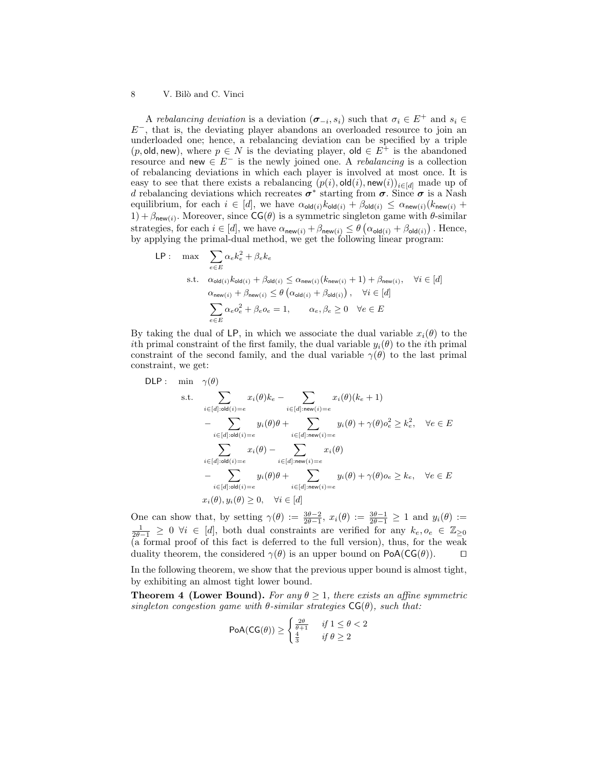A *rebalancing deviation* is a deviation $(\boldsymbol{\sigma}_{-i}, s_i)$ such that $\sigma_i \in E^+$ and $s_i \in E^-$, that is, the deviating player abandons an overloaded resource to join an underloaded one; hence, a rebalancing deviation can be specified by a triple $(p, \mathsf{old}, \mathsf{new})$, where $p \in N$ is the deviating player, $\mathsf{old} \in E^+$ is the abandoned resource and $\mathsf{new} \in E^-$ is the newly joined one. A *rebalancing* is a collection of rebalancing deviations in which each player is involved at most once. It is easy to see that there exists a rebalancing $(p(i), \mathsf{old}(i), \mathsf{new}(i))_{i\in[d]}$ made up of $d$ rebalancing deviations which recreates $\boldsymbol{\sigma}^*$ starting from $\boldsymbol{\sigma}$. Since $\boldsymbol{\sigma}$ is a Nash equilibrium, for each $i \in [d]$, we have $\alpha_{\mathsf{old}(i)} k_{\mathsf{old}(i)} + \beta_{\mathsf{old}(i)} \leq \alpha_{\mathsf{new}(i)}(k_{\mathsf{new}(i)} + 1) + \beta_{\mathsf{new}(i)}$. Moreover, since $\mathsf{CG}(\theta)$ is a symmetric singleton game with $\theta$-similar strategies, for each $i \in [d]$, we have $\alpha_{\mathsf{new}(i)} + \beta_{\mathsf{new}(i)} \leq \theta\left(\alpha_{\mathsf{old}(i)} + \beta_{\mathsf{old}(i)}\right)$. Hence, by applying the primal-dual method, we get the following linear program:

$$
\begin{aligned}
\mathsf{LP}: \quad \max \quad & \sum_{e\in E} \alpha_e k_e^2 + \beta_e k_e \\
\text{s.t.} \quad & \alpha_{\mathsf{old}(i)} k_{\mathsf{old}(i)} + \beta_{\mathsf{old}(i)} \leq \alpha_{\mathsf{new}(i)}(k_{\mathsf{new}(i)} + 1) + \beta_{\mathsf{new}(i)}, \quad \forall i \in [d] \\
& \alpha_{\mathsf{new}(i)} + \beta_{\mathsf{new}(i)} \leq \theta\left(\alpha_{\mathsf{old}(i)} + \beta_{\mathsf{old}(i)}\right), \quad \forall i \in [d] \\
& \sum_{e\in E} \alpha_e o_e^2 + \beta_e o_e = 1, \qquad \alpha_e, \beta_e \geq 0 \quad \forall e \in E
\end{aligned}
$$

By taking the dual of $\mathsf{LP}$, in which we associate the dual variable $x_i(\theta)$ to the $i$th primal constraint of the first family, the dual variable $y_i(\theta)$ to the $i$th primal constraint of the second family, and the dual variable $\gamma(\theta)$ to the last primal constraint, we get:

$$
\begin{aligned}
\mathsf{DLP}: \quad \min \quad & \gamma(\theta) \\
\text{s.t.} \quad & \sum_{i\in[d]:\mathsf{old}(i)=e} x_i(\theta) k_e - \sum_{i\in[d]:\mathsf{new}(i)=e} x_i(\theta)(k_e + 1) \\
& - \sum_{i\in[d]:\mathsf{old}(i)=e} y_i(\theta)\theta + \sum_{i\in[d]:\mathsf{new}(i)=e} y_i(\theta) + \gamma(\theta) o_e^2 \geq k_e^2, \quad \forall e \in E \\
& \sum_{i\in[d]:\mathsf{old}(i)=e} x_i(\theta) - \sum_{i\in[d]:\mathsf{new}(i)=e} x_i(\theta) \\
& - \sum_{i\in[d]:\mathsf{old}(i)=e} y_i(\theta)\theta + \sum_{i\in[d]:\mathsf{new}(i)=e} y_i(\theta) + \gamma(\theta) o_e \geq k_e, \quad \forall e \in E \\
& x_i(\theta), y_i(\theta) \geq 0, \quad \forall i \in [d]
\end{aligned}
$$

One can show that, by setting $\gamma(\theta) := \frac{3\theta-2}{2\theta-1}$, $x_i(\theta) := \frac{3\theta-1}{2\theta-1} \geq 1$ and $y_i(\theta) := \frac{1}{2\theta-1} \geq 0$ $\forall i \in [d]$, both dual constraints are verified for any $k_e, o_e \in \mathbb{Z}_{\geq 0}$ (a formal proof of this fact is deferred to the full version), thus, for the weak duality theorem, the considered $\gamma(\theta)$ is an upper bound on $\mathsf{PoA}(\mathsf{CG}(\theta))$. $\square$

In the following theorem, we show that the previous upper bound is almost tight, by exhibiting an almost tight lower bound.

**Theorem 4 (Lower Bound).** *For any $\theta \geq 1$, there exists an affine symmetric singleton congestion game with $\theta$-similar strategies $\mathsf{CG}(\theta)$, such that:*

$$
\mathsf{PoA}(\mathsf{CG}(\theta)) \geq \begin{cases} \frac{2\theta}{\theta+1} & \text{if } 1 \leq \theta < 2 \\ \frac{4}{3} & \text{if } \theta \geq 2 \end{cases}
$$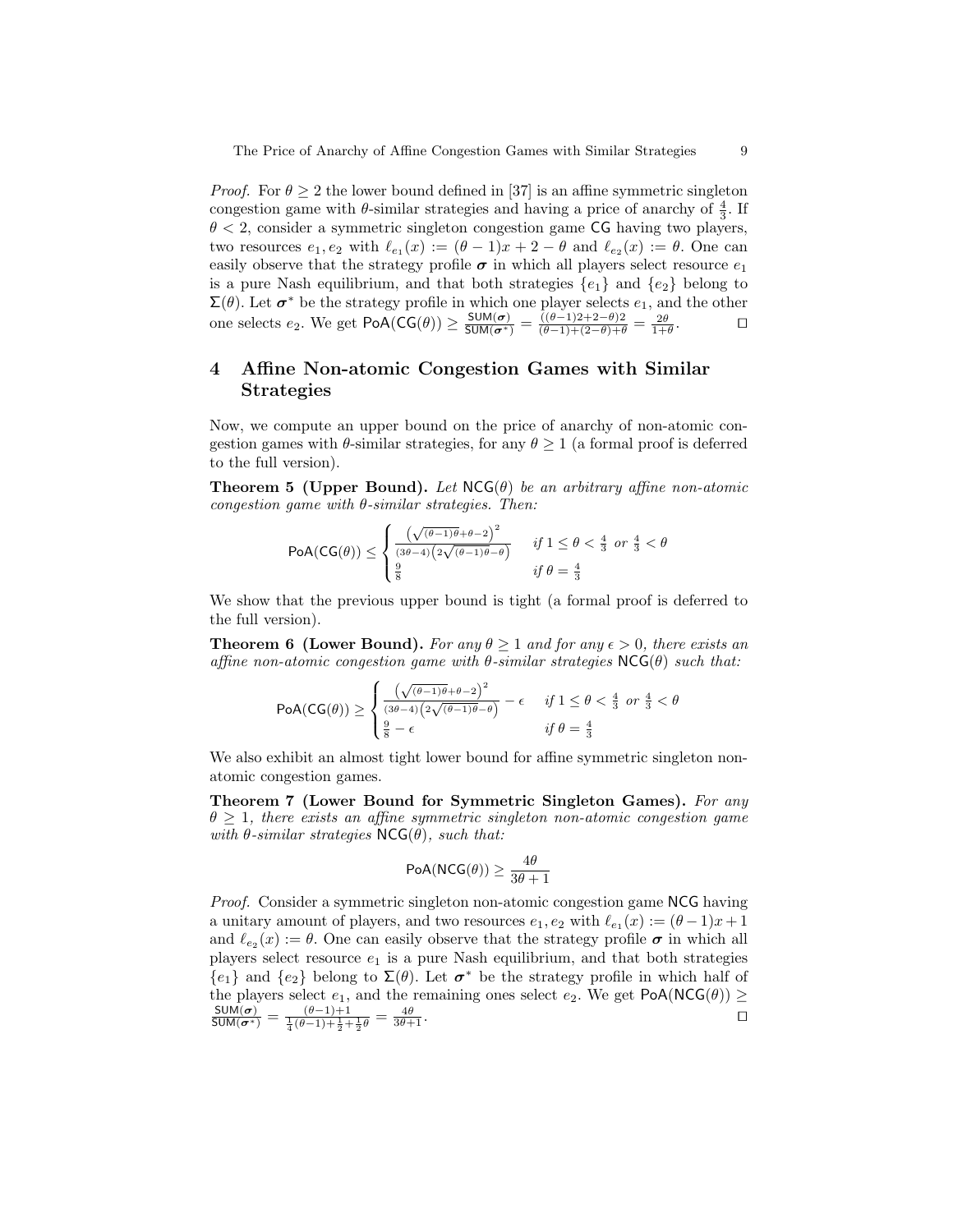*Proof.* For $\theta \geq 2$ the lower bound defined in [37] is an affine symmetric singleton congestion game with $\theta$-similar strategies and having a price of anarchy of $\frac{4}{3}$. If $\theta < 2$, consider a symmetric singleton congestion game $\mathsf{CG}$ having two players, two resources $e_1, e_2$ with $\ell_{e_1}(x) := (\theta-1)x + 2 - \theta$ and $\ell_{e_2}(x) := \theta$. One can easily observe that the strategy profile $\boldsymbol{\sigma}$ in which all players select resource $e_1$ is a pure Nash equilibrium, and that both strategies $\{e_1\}$ and $\{e_2\}$ belong to $\Sigma(\theta)$. Let $\boldsymbol{\sigma}^*$ be the strategy profile in which one player selects $e_1$, and the other one selects $e_2$. We get $\mathsf{PoA}(\mathsf{CG}(\theta)) \geq \frac{\mathsf{SUM}(\boldsymbol{\sigma})}{\mathsf{SUM}(\boldsymbol{\sigma}^*)} = \frac{((\theta-1)2+2-\theta)2}{(\theta-1)+(2-\theta)+\theta} = \frac{2\theta}{1+\theta}$. $\square$

## 4 Affine Non-atomic Congestion Games with Similar Strategies

Now, we compute an upper bound on the price of anarchy of non-atomic congestion games with $\theta$-similar strategies, for any $\theta \geq 1$ (a formal proof is deferred to the full version).

**Theorem 5 (Upper Bound).** *Let $\mathsf{NCG}(\theta)$ be an arbitrary affine non-atomic congestion game with $\theta$-similar strategies. Then:*

$$\mathsf{PoA}(\mathsf{CG}(\theta)) \leq \begin{cases} \frac{\left(\sqrt{(\theta-1)\theta}+\theta-2\right)^2}{(3\theta-4)\left(2\sqrt{(\theta-1)\theta}-\theta\right)} & \text{if } 1 \leq \theta < \frac{4}{3} \text{ or } \frac{4}{3} < \theta \\ \frac{9}{8} & \text{if } \theta = \frac{4}{3} \end{cases}$$

We show that the previous upper bound is tight (a formal proof is deferred to the full version).

**Theorem 6 (Lower Bound).** *For any $\theta \geq 1$ and for any $\epsilon > 0$, there exists an affine non-atomic congestion game with $\theta$-similar strategies $\mathsf{NCG}(\theta)$ such that:*

$$\mathsf{PoA}(\mathsf{CG}(\theta)) \geq \begin{cases} \frac{\left(\sqrt{(\theta-1)\theta}+\theta-2\right)^2}{(3\theta-4)\left(2\sqrt{(\theta-1)\theta}-\theta\right)} - \epsilon & \text{if } 1 \leq \theta < \frac{4}{3} \text{ or } \frac{4}{3} < \theta \\ \frac{9}{8} - \epsilon & \text{if } \theta = \frac{4}{3} \end{cases}$$

We also exhibit an almost tight lower bound for affine symmetric singleton non-atomic congestion games.

**Theorem 7 (Lower Bound for Symmetric Singleton Games).** *For any $\theta \geq 1$, there exists an affine symmetric singleton non-atomic congestion game with $\theta$-similar strategies $\mathsf{NCG}(\theta)$, such that:*

$$\mathsf{PoA}(\mathsf{NCG}(\theta)) \geq \frac{4\theta}{3\theta+1}$$

*Proof.* Consider a symmetric singleton non-atomic congestion game $\mathsf{NCG}$ having a unitary amount of players, and two resources $e_1, e_2$ with $\ell_{e_1}(x) := (\theta-1)x + 1$ and $\ell_{e_2}(x) := \theta$. One can easily observe that the strategy profile $\boldsymbol{\sigma}$ in which all players select resource $e_1$ is a pure Nash equilibrium, and that both strategies $\{e_1\}$ and $\{e_2\}$ belong to $\Sigma(\theta)$. Let $\boldsymbol{\sigma}^*$ be the strategy profile in which half of the players select $e_1$, and the remaining ones select $e_2$. We get $\mathsf{PoA}(\mathsf{NCG}(\theta)) \geq \frac{\mathsf{SUM}(\boldsymbol{\sigma})}{\mathsf{SUM}(\boldsymbol{\sigma}^*)} = \frac{(\theta-1)+1}{\frac{1}{4}(\theta-1)+\frac{1}{2}+\frac{1}{2}\theta} = \frac{4\theta}{3\theta+1}$. $\square$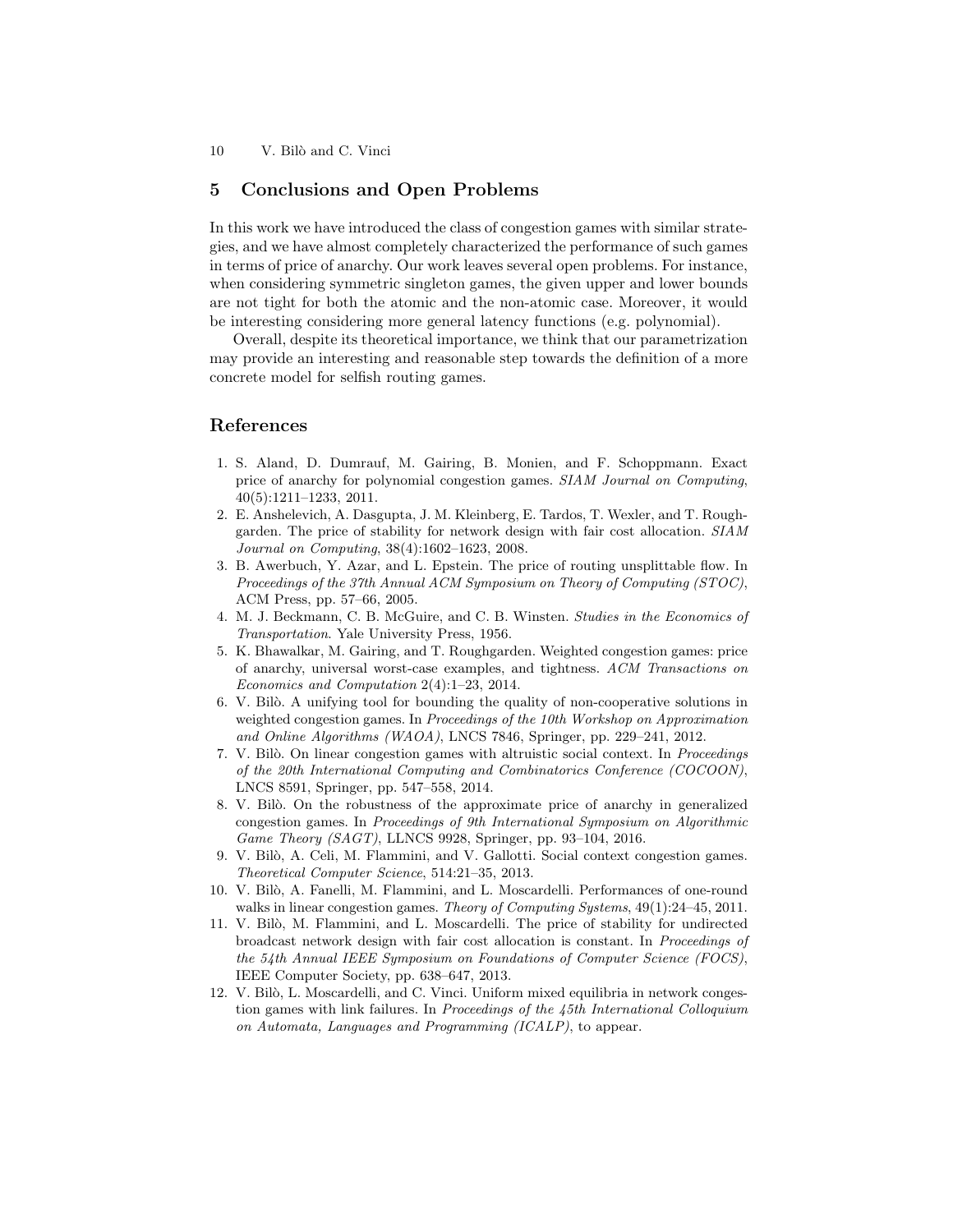## 5 Conclusions and Open Problems

In this work we have introduced the class of congestion games with similar strategies, and we have almost completely characterized the performance of such games in terms of price of anarchy. Our work leaves several open problems. For instance, when considering symmetric singleton games, the given upper and lower bounds are not tight for both the atomic and the non-atomic case. Moreover, it would be interesting considering more general latency functions (e.g. polynomial).

Overall, despite its theoretical importance, we think that our parametrization may provide an interesting and reasonable step towards the definition of a more concrete model for selfish routing games.

## References

1. S. Aland, D. Dumrauf, M. Gairing, B. Monien, and F. Schoppmann. Exact price of anarchy for polynomial congestion games. *SIAM Journal on Computing*, 40(5):1211–1233, 2011.
2. E. Anshelevich, A. Dasgupta, J. M. Kleinberg, E. Tardos, T. Wexler, and T. Roughgarden. The price of stability for network design with fair cost allocation. *SIAM Journal on Computing*, 38(4):1602–1623, 2008.
3. B. Awerbuch, Y. Azar, and L. Epstein. The price of routing unsplittable flow. In *Proceedings of the 37th Annual ACM Symposium on Theory of Computing (STOC)*, ACM Press, pp. 57–66, 2005.
4. M. J. Beckmann, C. B. McGuire, and C. B. Winsten. *Studies in the Economics of Transportation*. Yale University Press, 1956.
5. K. Bhawalkar, M. Gairing, and T. Roughgarden. Weighted congestion games: price of anarchy, universal worst-case examples, and tightness. *ACM Transactions on Economics and Computation* 2(4):1–23, 2014.
6. V. Bilò. A unifying tool for bounding the quality of non-cooperative solutions in weighted congestion games. In *Proceedings of the 10th Workshop on Approximation and Online Algorithms (WAOA)*, LNCS 7846, Springer, pp. 229–241, 2012.
7. V. Bilò. On linear congestion games with altruistic social context. In *Proceedings of the 20th International Computing and Combinatorics Conference (COCOON)*, LNCS 8591, Springer, pp. 547–558, 2014.
8. V. Bilò. On the robustness of the approximate price of anarchy in generalized congestion games. In *Proceedings of 9th International Symposium on Algorithmic Game Theory (SAGT)*, LLNCS 9928, Springer, pp. 93–104, 2016.
9. V. Bilò, A. Celi, M. Flammini, and V. Gallotti. Social context congestion games. *Theoretical Computer Science*, 514:21–35, 2013.
10. V. Bilò, A. Fanelli, M. Flammini, and L. Moscardelli. Performances of one-round walks in linear congestion games. *Theory of Computing Systems*, 49(1):24–45, 2011.
11. V. Bilò, M. Flammini, and L. Moscardelli. The price of stability for undirected broadcast network design with fair cost allocation is constant. In *Proceedings of the 54th Annual IEEE Symposium on Foundations of Computer Science (FOCS)*, IEEE Computer Society, pp. 638–647, 2013.
12. V. Bilò, L. Moscardelli, and C. Vinci. Uniform mixed equilibria in network congestion games with link failures. In *Proceedings of the 45th International Colloquium on Automata, Languages and Programming (ICALP)*, to appear.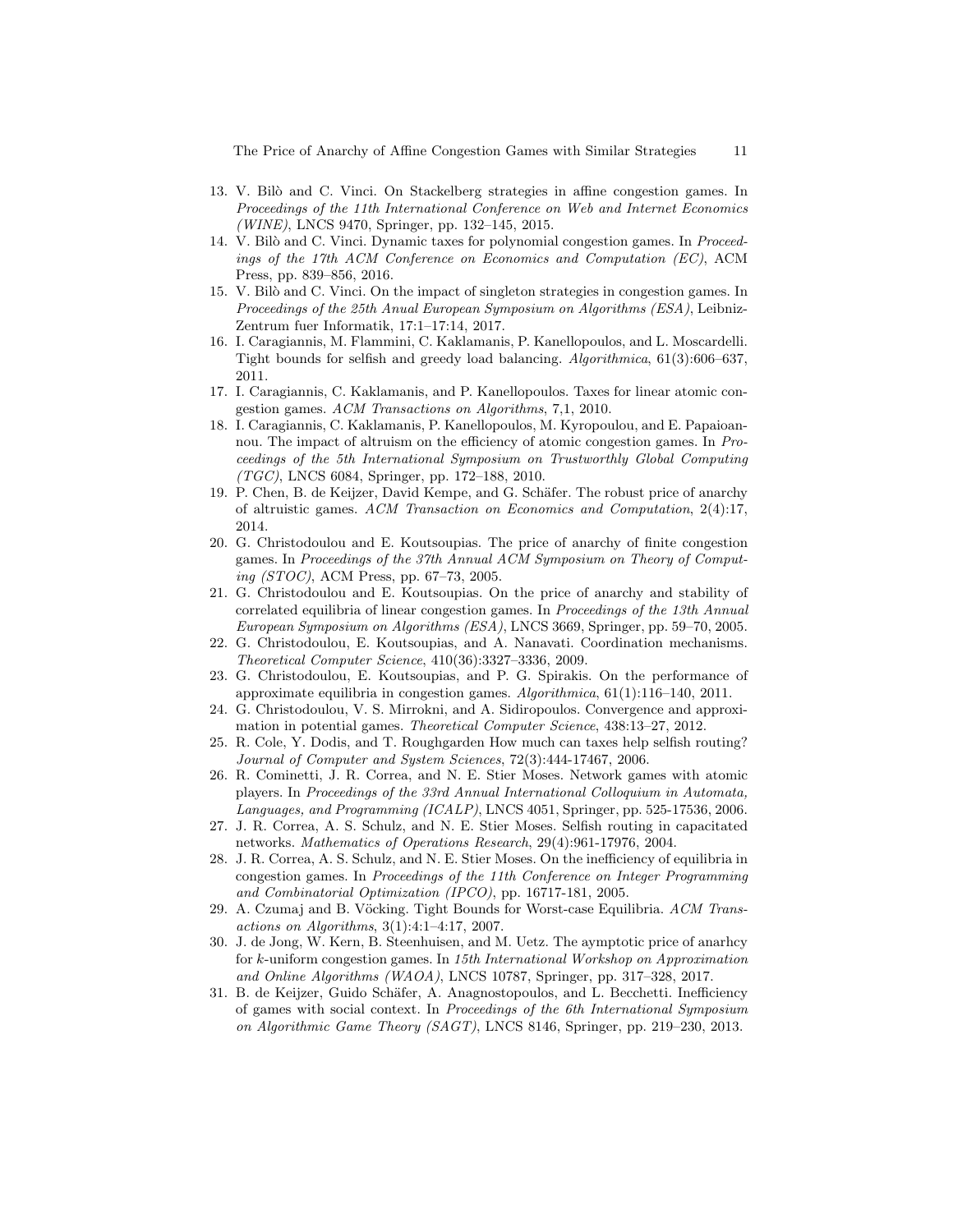13. V. Bilò and C. Vinci. On Stackelberg strategies in affine congestion games. In *Proceedings of the 11th International Conference on Web and Internet Economics (WINE)*, LNCS 9470, Springer, pp. 132–145, 2015.
14. V. Bilò and C. Vinci. Dynamic taxes for polynomial congestion games. In *Proceedings of the 17th ACM Conference on Economics and Computation (EC)*, ACM Press, pp. 839–856, 2016.
15. V. Bilò and C. Vinci. On the impact of singleton strategies in congestion games. In *Proceedings of the 25th Annual European Symposium on Algorithms (ESA)*, Leibniz-Zentrum fuer Informatik, 17:1–17:14, 2017.
16. I. Caragiannis, M. Flammini, C. Kaklamanis, P. Kanellopoulos, and L. Moscardelli. Tight bounds for selfish and greedy load balancing. *Algorithmica*, 61(3):606–637, 2011.
17. I. Caragiannis, C. Kaklamanis, and P. Kanellopoulos. Taxes for linear atomic congestion games. *ACM Transactions on Algorithms*, 7,1, 2010.
18. I. Caragiannis, C. Kaklamanis, P. Kanellopoulos, M. Kyropoulou, and E. Papaioannou. The impact of altruism on the efficiency of atomic congestion games. In *Proceedings of the 5th International Symposium on Trustworthly Global Computing (TGC)*, LNCS 6084, Springer, pp. 172–188, 2010.
19. P. Chen, B. de Keijzer, David Kempe, and G. Schäfer. The robust price of anarchy of altruistic games. *ACM Transaction on Economics and Computation*, 2(4):17, 2014.
20. G. Christodoulou and E. Koutsoupias. The price of anarchy of finite congestion games. In *Proceedings of the 37th Annual ACM Symposium on Theory of Computing (STOC)*, ACM Press, pp. 67–73, 2005.
21. G. Christodoulou and E. Koutsoupias. On the price of anarchy and stability of correlated equilibria of linear congestion games. In *Proceedings of the 13th Annual European Symposium on Algorithms (ESA)*, LNCS 3669, Springer, pp. 59–70, 2005.
22. G. Christodoulou, E. Koutsoupias, and A. Nanavati. Coordination mechanisms. *Theoretical Computer Science*, 410(36):3327–3336, 2009.
23. G. Christodoulou, E. Koutsoupias, and P. G. Spirakis. On the performance of approximate equilibria in congestion games. *Algorithmica*, 61(1):116–140, 2011.
24. G. Christodoulou, V. S. Mirrokni, and A. Sidiropoulos. Convergence and approximation in potential games. *Theoretical Computer Science*, 438:13–27, 2012.
25. R. Cole, Y. Dodis, and T. Roughgarden How much can taxes help selfish routing? *Journal of Computer and System Sciences*, 72(3):444-17467, 2006.
26. R. Cominetti, J. R. Correa, and N. E. Stier Moses. Network games with atomic players. In *Proceedings of the 33rd Annual International Colloquium in Automata, Languages, and Programming (ICALP)*, LNCS 4051, Springer, pp. 525-17536, 2006.
27. J. R. Correa, A. S. Schulz, and N. E. Stier Moses. Selfish routing in capacitated networks. *Mathematics of Operations Research*, 29(4):961-17976, 2004.
28. J. R. Correa, A. S. Schulz, and N. E. Stier Moses. On the inefficiency of equilibria in congestion games. In *Proceedings of the 11th Conference on Integer Programming and Combinatorial Optimization (IPCO)*, pp. 16717-181, 2005.
29. A. Czumaj and B. Vöcking. Tight Bounds for Worst-case Equilibria. *ACM Transactions on Algorithms*, 3(1):4:1–4:17, 2007.
30. J. de Jong, W. Kern, B. Steenhuisen, and M. Uetz. The aymptotic price of anarhcy for $k$-uniform congestion games. In *15th International Workshop on Approximation and Online Algorithms (WAOA)*, LNCS 10787, Springer, pp. 317–328, 2017.
31. B. de Keijzer, Guido Schäfer, A. Anagnostopoulos, and L. Becchetti. Inefficiency of games with social context. In *Proceedings of the 6th International Symposium on Algorithmic Game Theory (SAGT)*, LNCS 8146, Springer, pp. 219–230, 2013.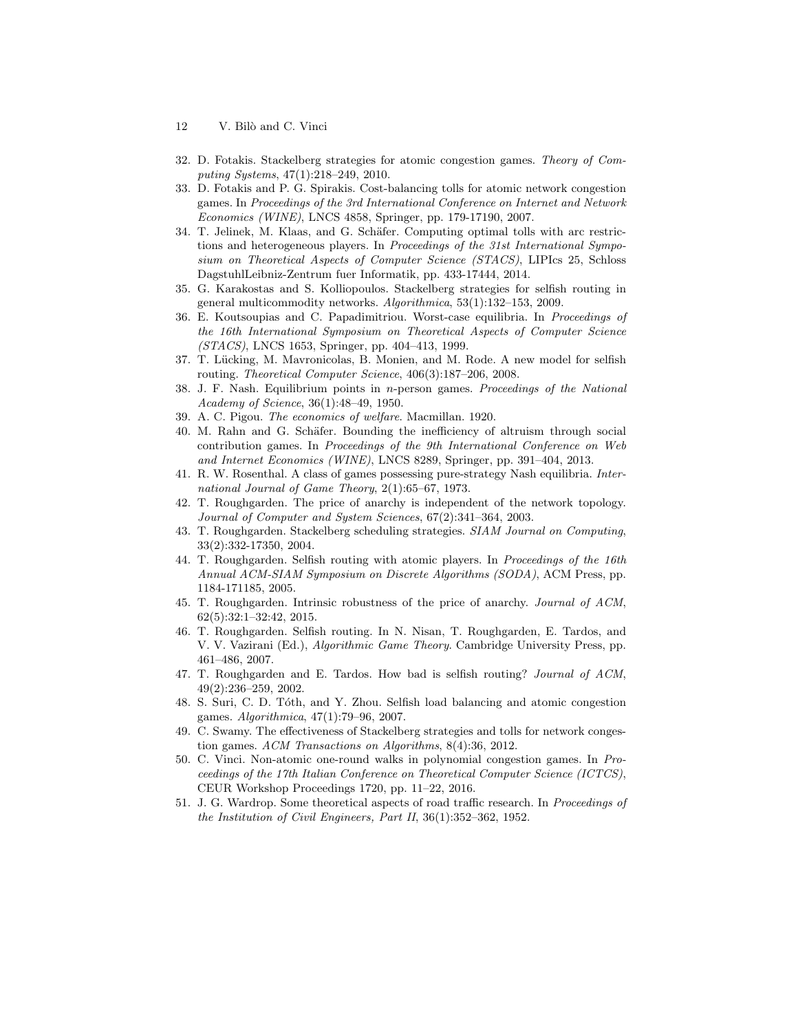32. D. Fotakis. Stackelberg strategies for atomic congestion games. *Theory of Computing Systems*, 47(1):218–249, 2010.
33. D. Fotakis and P. G. Spirakis. Cost-balancing tolls for atomic network congestion games. In *Proceedings of the 3rd International Conference on Internet and Network Economics (WINE)*, LNCS 4858, Springer, pp. 179-17190, 2007.
34. T. Jelinek, M. Klaas, and G. Schäfer. Computing optimal tolls with arc restrictions and heterogeneous players. In *Proceedings of the 31st International Symposium on Theoretical Aspects of Computer Science (STACS)*, LIPIcs 25, Schloss DagstuhlLeibniz-Zentrum fuer Informatik, pp. 433-17444, 2014.
35. G. Karakostas and S. Kolliopoulos. Stackelberg strategies for selfish routing in general multicommodity networks. *Algorithmica*, 53(1):132–153, 2009.
36. E. Koutsoupias and C. Papadimitriou. Worst-case equilibria. In *Proceedings of the 16th International Symposium on Theoretical Aspects of Computer Science (STACS)*, LNCS 1653, Springer, pp. 404–413, 1999.
37. T. Lücking, M. Mavronicolas, B. Monien, and M. Rode. A new model for selfish routing. *Theoretical Computer Science*, 406(3):187–206, 2008.
38. J. F. Nash. Equilibrium points in $n$-person games. *Proceedings of the National Academy of Science*, 36(1):48–49, 1950.
39. A. C. Pigou. *The economics of welfare*. Macmillan. 1920.
40. M. Rahn and G. Schäfer. Bounding the inefficiency of altruism through social contribution games. In *Proceedings of the 9th International Conference on Web and Internet Economics (WINE)*, LNCS 8289, Springer, pp. 391–404, 2013.
41. R. W. Rosenthal. A class of games possessing pure-strategy Nash equilibria. *International Journal of Game Theory*, 2(1):65–67, 1973.
42. T. Roughgarden. The price of anarchy is independent of the network topology. *Journal of Computer and System Sciences*, 67(2):341–364, 2003.
43. T. Roughgarden. Stackelberg scheduling strategies. *SIAM Journal on Computing*, 33(2):332-17350, 2004.
44. T. Roughgarden. Selfish routing with atomic players. In *Proceedings of the 16th Annual ACM-SIAM Symposium on Discrete Algorithms (SODA)*, ACM Press, pp. 1184-171185, 2005.
45. T. Roughgarden. Intrinsic robustness of the price of anarchy. *Journal of ACM*, 62(5):32:1–32:42, 2015.
46. T. Roughgarden. Selfish routing. In N. Nisan, T. Roughgarden, E. Tardos, and V. V. Vazirani (Ed.), *Algorithmic Game Theory*. Cambridge University Press, pp. 461–486, 2007.
47. T. Roughgarden and E. Tardos. How bad is selfish routing? *Journal of ACM*, 49(2):236–259, 2002.
48. S. Suri, C. D. Tóth, and Y. Zhou. Selfish load balancing and atomic congestion games. *Algorithmica*, 47(1):79–96, 2007.
49. C. Swamy. The effectiveness of Stackelberg strategies and tolls for network congestion games. *ACM Transactions on Algorithms*, 8(4):36, 2012.
50. C. Vinci. Non-atomic one-round walks in polynomial congestion games. In *Proceedings of the 17th Italian Conference on Theoretical Computer Science (ICTCS)*, CEUR Workshop Proceedings 1720, pp. 11–22, 2016.
51. J. G. Wardrop. Some theoretical aspects of road traffic research. In *Proceedings of the Institution of Civil Engineers, Part II*, 36(1):352–362, 1952.